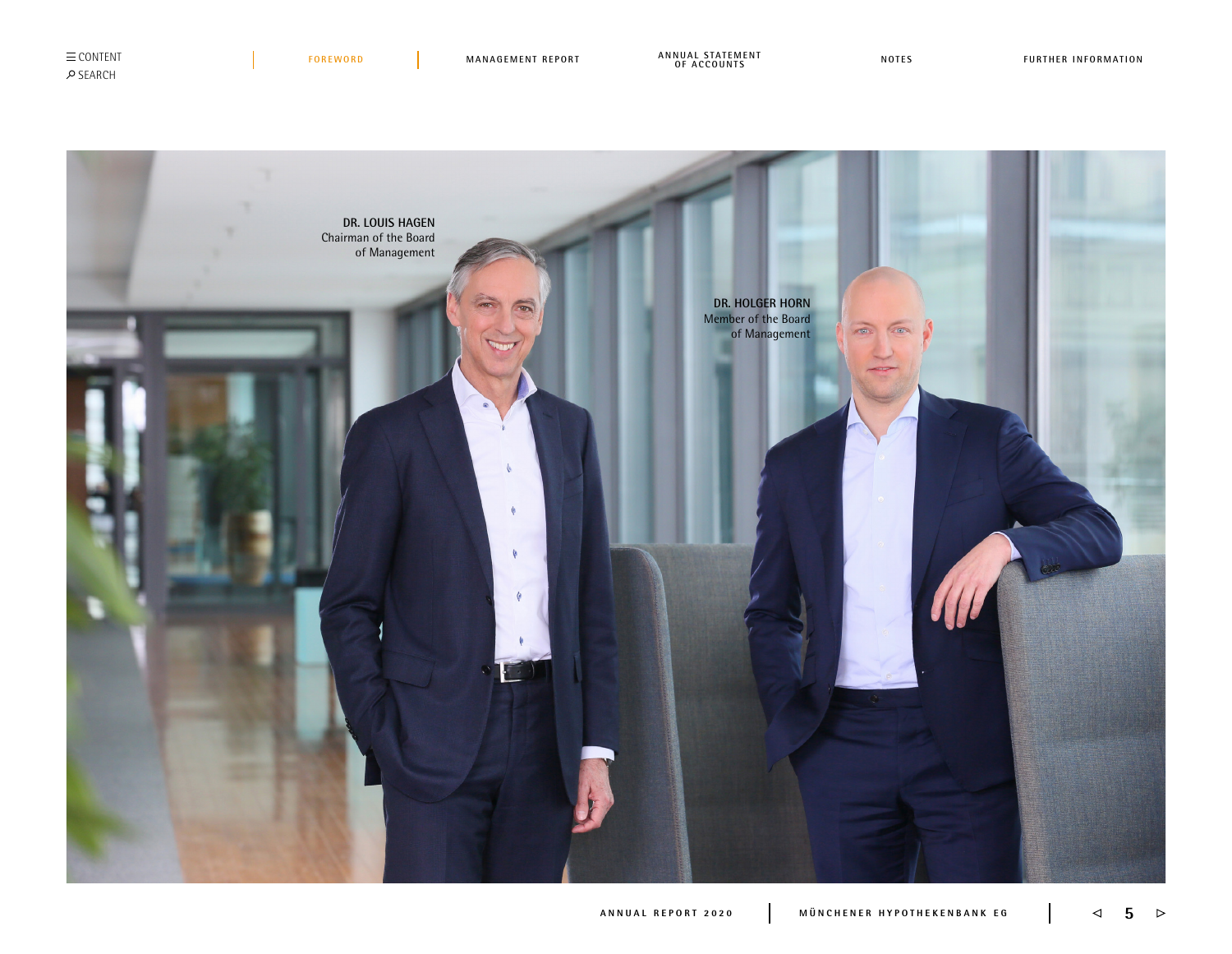DR. LOUIS HAGEN
Chairman of the Board of Management

DR. HOLGER HORN
Member of the Board of Management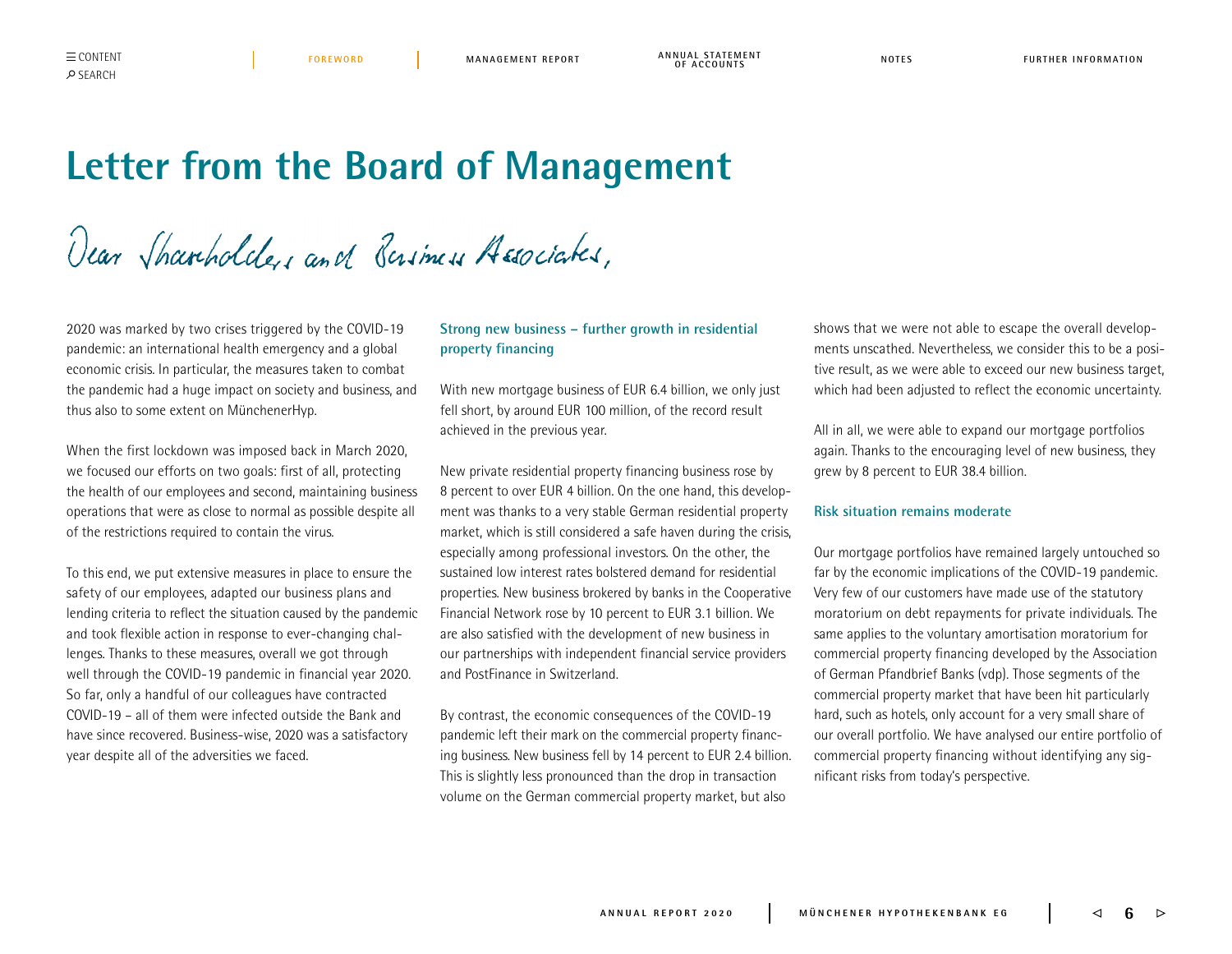# Letter from the Board of Management

*Dear Shareholders and Business Associates,*

2020 was marked by two crises triggered by the COVID-19 pandemic: an international health emergency and a global economic crisis. In particular, the measures taken to combat the pandemic had a huge impact on society and business, and thus also to some extent on MünchenerHyp.

When the first lockdown was imposed back in March 2020, we focused our efforts on two goals: first of all, protecting the health of our employees and second, maintaining business operations that were as close to normal as possible despite all of the restrictions required to contain the virus.

To this end, we put extensive measures in place to ensure the safety of our employees, adapted our business plans and lending criteria to reflect the situation caused by the pandemic and took flexible action in response to ever-changing challenges. Thanks to these measures, overall we got through well through the COVID-19 pandemic in financial year 2020. So far, only a handful of our colleagues have contracted COVID-19 – all of them were infected outside the Bank and have since recovered. Business-wise, 2020 was a satisfactory year despite all of the adversities we faced.

### Strong new business – further growth in residential property financing

With new mortgage business of EUR 6.4 billion, we only just fell short, by around EUR 100 million, of the record result achieved in the previous year.

New private residential property financing business rose by 8 percent to over EUR 4 billion. On the one hand, this development was thanks to a very stable German residential property market, which is still considered a safe haven during the crisis, especially among professional investors. On the other, the sustained low interest rates bolstered demand for residential properties. New business brokered by banks in the Cooperative Financial Network rose by 10 percent to EUR 3.1 billion. We are also satisfied with the development of new business in our partnerships with independent financial service providers and PostFinance in Switzerland.

By contrast, the economic consequences of the COVID-19 pandemic left their mark on the commercial property financing business. New business fell by 14 percent to EUR 2.4 billion. This is slightly less pronounced than the drop in transaction volume on the German commercial property market, but also shows that we were not able to escape the overall developments unscathed. Nevertheless, we consider this to be a positive result, as we were able to exceed our new business target, which had been adjusted to reflect the economic uncertainty.

All in all, we were able to expand our mortgage portfolios again. Thanks to the encouraging level of new business, they grew by 8 percent to EUR 38.4 billion.

### Risk situation remains moderate

Our mortgage portfolios have remained largely untouched so far by the economic implications of the COVID-19 pandemic. Very few of our customers have made use of the statutory moratorium on debt repayments for private individuals. The same applies to the voluntary amortisation moratorium for commercial property financing developed by the Association of German Pfandbrief Banks (vdp). Those segments of the commercial property market that have been hit particularly hard, such as hotels, only account for a very small share of our overall portfolio. We have analysed our entire portfolio of commercial property financing without identifying any significant risks from today's perspective.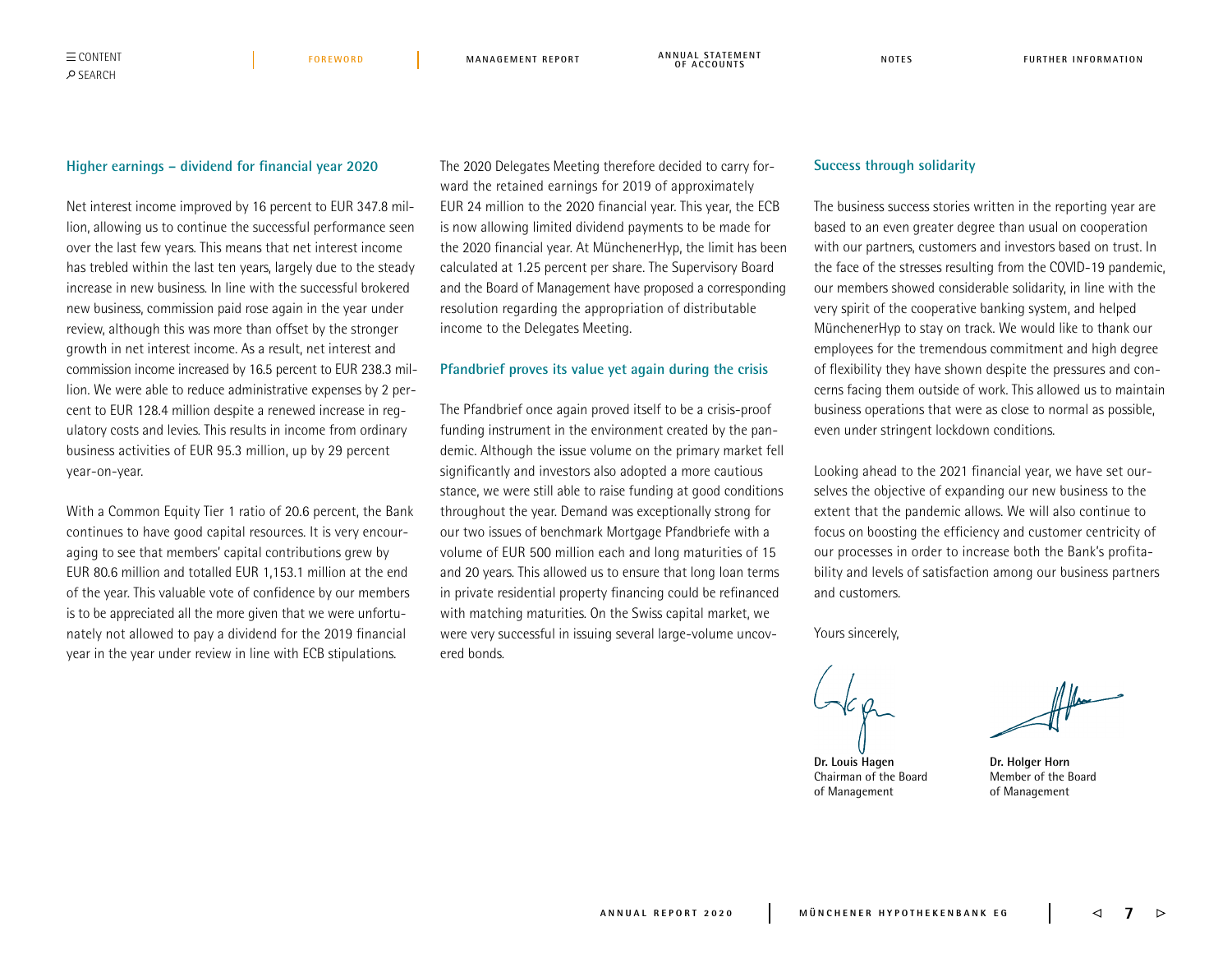### Higher earnings – dividend for financial year 2020

Net interest income improved by 16 percent to EUR 347.8 million, allowing us to continue the successful performance seen over the last few years. This means that net interest income has trebled within the last ten years, largely due to the steady increase in new business. In line with the successful brokered new business, commission paid rose again in the year under review, although this was more than offset by the stronger growth in net interest income. As a result, net interest and commission income increased by 16.5 percent to EUR 238.3 million. We were able to reduce administrative expenses by 2 percent to EUR 128.4 million despite a renewed increase in regulatory costs and levies. This results in income from ordinary business activities of EUR 95.3 million, up by 29 percent year-on-year.

With a Common Equity Tier 1 ratio of 20.6 percent, the Bank continues to have good capital resources. It is very encouraging to see that members' capital contributions grew by EUR 80.6 million and totalled EUR 1,153.1 million at the end of the year. This valuable vote of confidence by our members is to be appreciated all the more given that we were unfortunately not allowed to pay a dividend for the 2019 financial year in the year under review in line with ECB stipulations.

The 2020 Delegates Meeting therefore decided to carry forward the retained earnings for 2019 of approximately EUR 24 million to the 2020 financial year. This year, the ECB is now allowing limited dividend payments to be made for the 2020 financial year. At MünchenerHyp, the limit has been calculated at 1.25 percent per share. The Supervisory Board and the Board of Management have proposed a corresponding resolution regarding the appropriation of distributable income to the Delegates Meeting.

### Pfandbrief proves its value yet again during the crisis

The Pfandbrief once again proved itself to be a crisis-proof funding instrument in the environment created by the pandemic. Although the issue volume on the primary market fell significantly and investors also adopted a more cautious stance, we were still able to raise funding at good conditions throughout the year. Demand was exceptionally strong for our two issues of benchmark Mortgage Pfandbriefe with a volume of EUR 500 million each and long maturities of 15 and 20 years. This allowed us to ensure that long loan terms in private residential property financing could be refinanced with matching maturities. On the Swiss capital market, we were very successful in issuing several large-volume uncovered bonds.

### Success through solidarity

The business success stories written in the reporting year are based to an even greater degree than usual on cooperation with our partners, customers and investors based on trust. In the face of the stresses resulting from the COVID-19 pandemic, our members showed considerable solidarity, in line with the very spirit of the cooperative banking system, and helped MünchenerHyp to stay on track. We would like to thank our employees for the tremendous commitment and high degree of flexibility they have shown despite the pressures and concerns facing them outside of work. This allowed us to maintain business operations that were as close to normal as possible, even under stringent lockdown conditions.

Looking ahead to the 2021 financial year, we have set ourselves the objective of expanding our new business to the extent that the pandemic allows. We will also continue to focus on boosting the efficiency and customer centricity of our processes in order to increase both the Bank's profitability and levels of satisfaction among our business partners and customers.

Yours sincerely,

**Dr. Louis Hagen**
Chairman of the Board of Management

**Dr. Holger Horn**
Member of the Board of Management